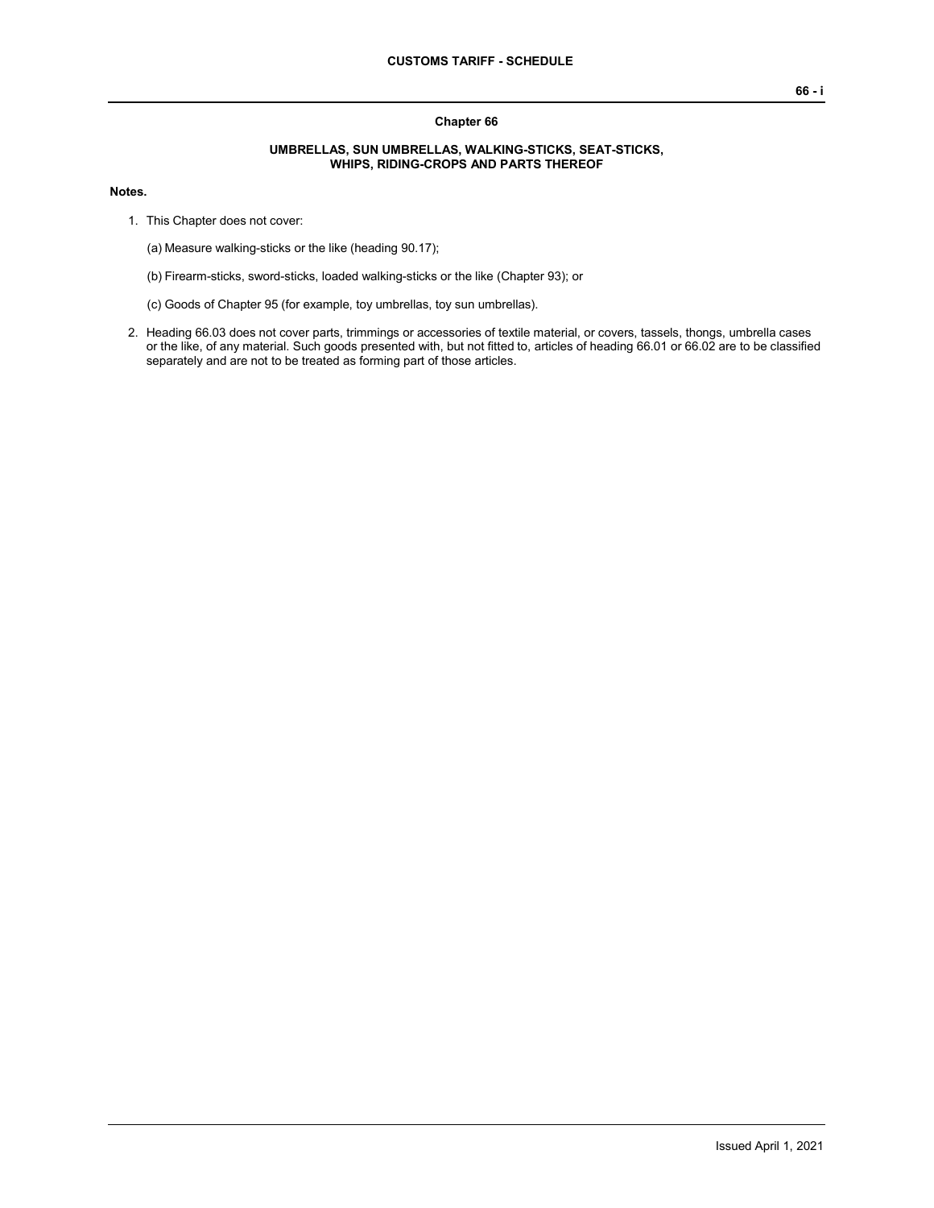# Chapter 66

## UMBRELLAS, SUN UMBRELLAS, WALKING-STICKS, SEAT-STICKS, WHIPS, RIDING-CROPS AND PARTS THEREOF

**Notes.**

1. This Chapter does not cover:

   (a) Measure walking-sticks or the like (heading 90.17);

   (b) Firearm-sticks, sword-sticks, loaded walking-sticks or the like (Chapter 93); or

   (c) Goods of Chapter 95 (for example, toy umbrellas, toy sun umbrellas).

2. Heading 66.03 does not cover parts, trimmings or accessories of textile material, or covers, tassels, thongs, umbrella cases or the like, of any material. Such goods presented with, but not fitted to, articles of heading 66.01 or 66.02 are to be classified separately and are not to be treated as forming part of those articles.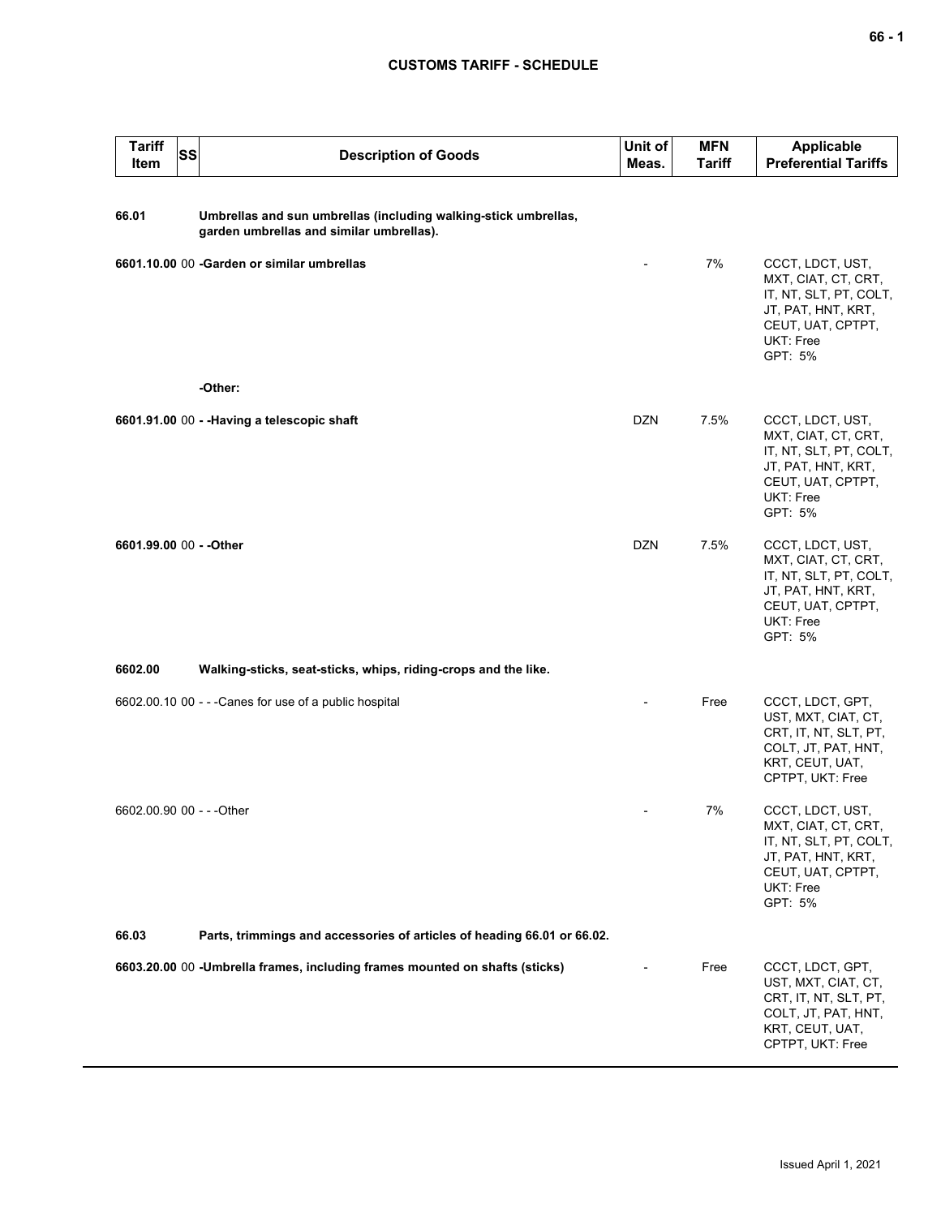**CUSTOMS TARIFF - SCHEDULE**

| Tariff Item | SS | Description of Goods | Unit of Meas. | MFN Tariff | Applicable Preferential Tariffs |
|---|---|---|---|---|---|
| **66.01** | | **Umbrellas and sun umbrellas (including walking-stick umbrellas, garden umbrellas and similar umbrellas).** | | | |
| **6601.10.00** | 00 | **-Garden or similar umbrellas** | - | 7% | CCCT, LDCT, UST, MXT, CIAT, CT, CRT, IT, NT, SLT, PT, COLT, JT, PAT, HNT, KRT, CEUT, UAT, CPTPT, UKT: Free GPT: 5% |
| | | **-Other:** | | | |
| **6601.91.00** | 00 | **- -Having a telescopic shaft** | DZN | 7.5% | CCCT, LDCT, UST, MXT, CIAT, CT, CRT, IT, NT, SLT, PT, COLT, JT, PAT, HNT, KRT, CEUT, UAT, CPTPT, UKT: Free GPT: 5% |
| **6601.99.00** | 00 | **- -Other** | DZN | 7.5% | CCCT, LDCT, UST, MXT, CIAT, CT, CRT, IT, NT, SLT, PT, COLT, JT, PAT, HNT, KRT, CEUT, UAT, CPTPT, UKT: Free GPT: 5% |
| **6602.00** | | **Walking-sticks, seat-sticks, whips, riding-crops and the like.** | | | |
| 6602.00.10 | 00 | - - -Canes for use of a public hospital | - | Free | CCCT, LDCT, GPT, UST, MXT, CIAT, CT, CRT, IT, NT, SLT, PT, COLT, JT, PAT, HNT, KRT, CEUT, UAT, CPTPT, UKT: Free |
| 6602.00.90 | 00 | - - -Other | - | 7% | CCCT, LDCT, UST, MXT, CIAT, CT, CRT, IT, NT, SLT, PT, COLT, JT, PAT, HNT, KRT, CEUT, UAT, CPTPT, UKT: Free GPT: 5% |
| **66.03** | | **Parts, trimmings and accessories of articles of heading 66.01 or 66.02.** | | | |
| **6603.20.00** | 00 | **-Umbrella frames, including frames mounted on shafts (sticks)** | - | Free | CCCT, LDCT, GPT, UST, MXT, CIAT, CT, CRT, IT, NT, SLT, PT, COLT, JT, PAT, HNT, KRT, CEUT, UAT, CPTPT, UKT: Free |

Issued April 1, 2021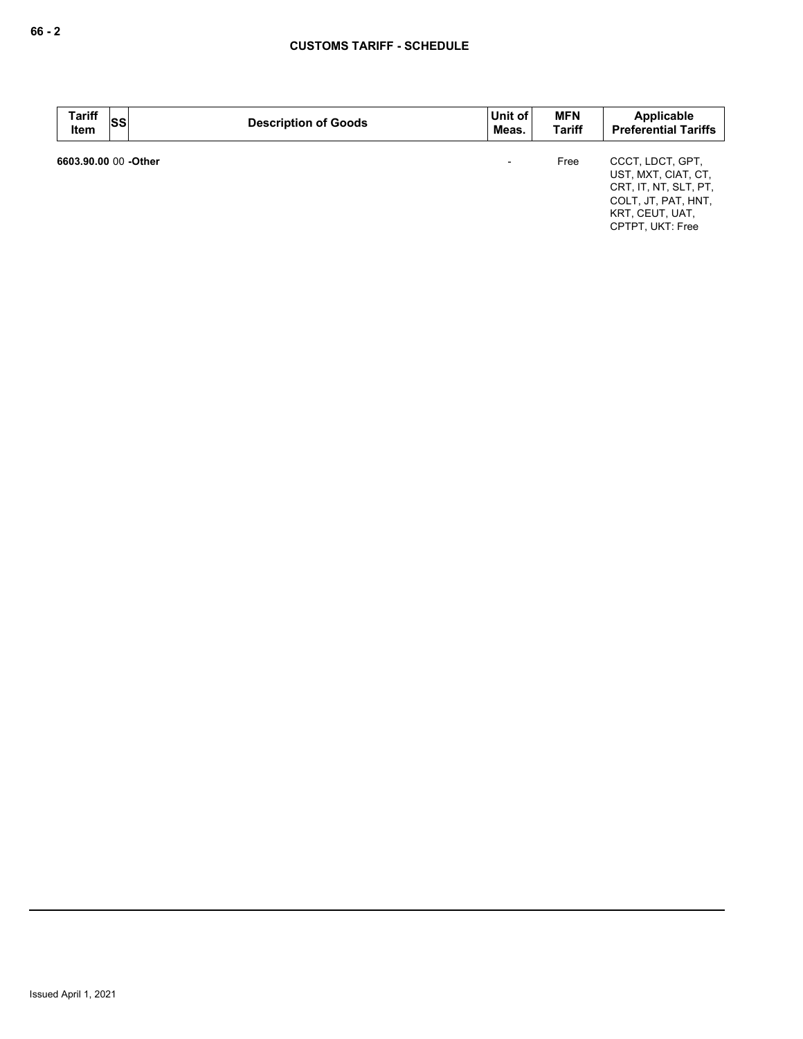| Tariff Item | SS | Description of Goods | Unit of Meas. | MFN Tariff | Applicable Preferential Tariffs |
|---|---|---|---|---|---|
| 6603.90.00 | 00 | **-Other** | - | Free | CCCT, LDCT, GPT, UST, MXT, CIAT, CT, CRT, IT, NT, SLT, PT, COLT, JT, PAT, HNT, KRT, CEUT, UAT, CPTPT, UKT: Free |

Issued April 1, 2021